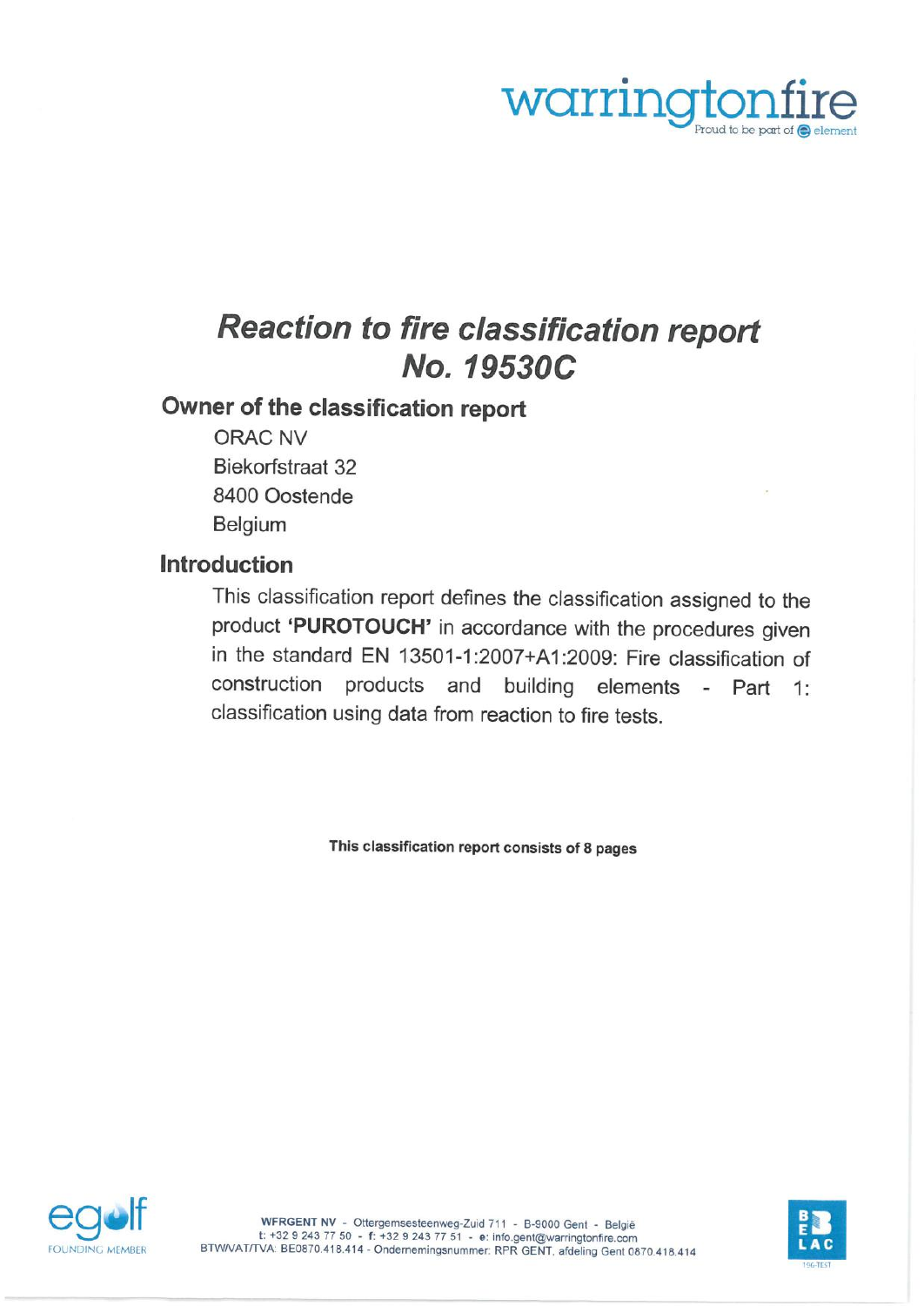warringtonfire
Proud to be part of element

# *Reaction to fire classification report No. 19530C*

## Owner of the classification report

ORAC NV
Biekorfstraat 32
8400 Oostende
Belgium

## Introduction

This classification report defines the classification assigned to the product **'PUROTOUCH'** in accordance with the procedures given in the standard EN 13501-1:2007+A1:2009: Fire classification of construction products and building elements - Part 1: classification using data from reaction to fire tests.

**This classification report consists of 8 pages**

**WFRGENT NV** - Ottergemsesteenweg-Zuid 711 - B-9000 Gent - België
t: +32 9 243 77 50 - f: +32 9 243 77 51 - e: info.gent@warringtonfire.com
BTW/VAT/TVA: BE0870.418.414 - Ondernemingsnummer: RPR GENT, afdeling Gent 0870.418.414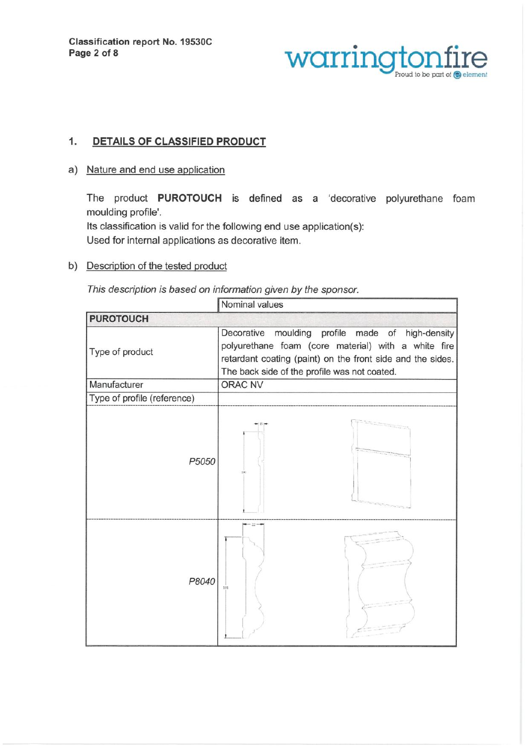## 1. DETAILS OF CLASSIFIED PRODUCT

### a) Nature and end use application

The product **PUROTOUCH** is defined as a 'decorative polyurethane foam moulding profile'.
Its classification is valid for the following end use application(s):
Used for internal applications as decorative item.

### b) Description of the tested product

*This description is based on information given by the sponsor.*

| | Nominal values |
|---|---|
| **PUROTOUCH** | |
| Type of product | Decorative moulding profile made of high-density polyurethane foam (core material) with a white fire retardant coating (paint) on the front side and the sides. The back side of the profile was not coated. |
| Manufacturer | ORAC NV |
| Type of profile (reference) | |
| *P5050* | |
| *P8040* | |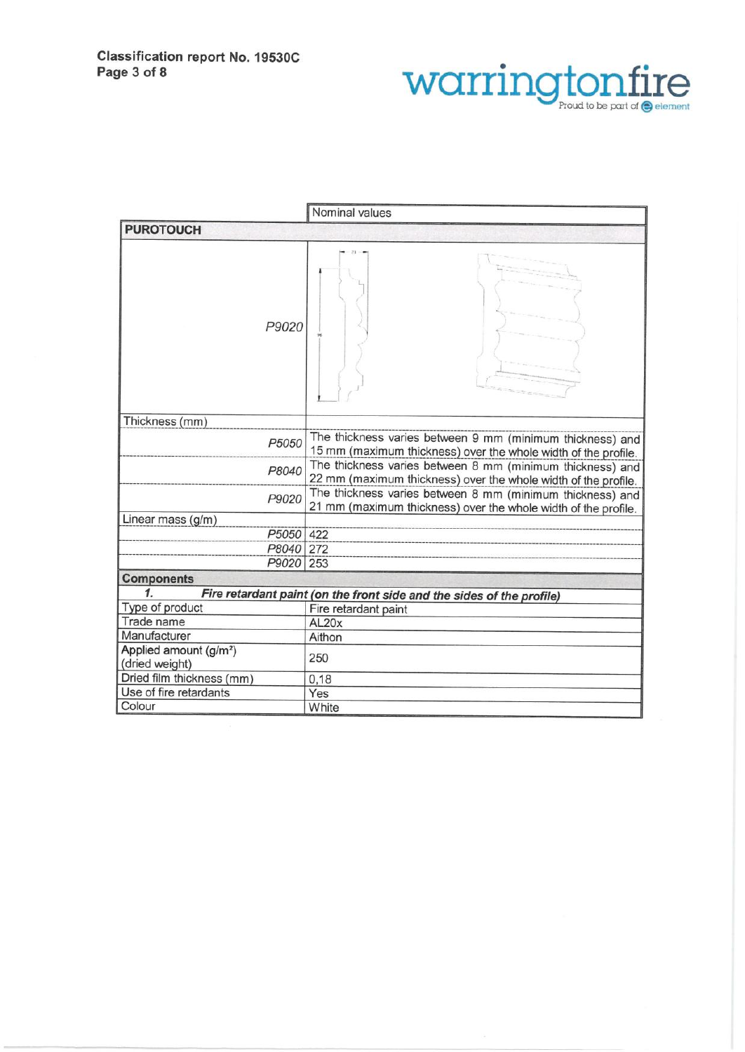| | Nominal values |
|---|---|
| **PUROTOUCH** | |
| *P9020* | |
| Thickness (mm) | |
| *P5050* | The thickness varies between 9 mm (minimum thickness) and 15 mm (maximum thickness) over the whole width of the profile. |
| *P8040* | The thickness varies between 8 mm (minimum thickness) and 22 mm (maximum thickness) over the whole width of the profile. |
| *P9020* | The thickness varies between 8 mm (minimum thickness) and 21 mm (maximum thickness) over the whole width of the profile. |
| Linear mass (g/m) | |
| *P5050* | 422 |
| *P8040* | 272 |
| *P9020* | 253 |
| **Components** | |
| ***1. Fire retardant paint (on the front side and the sides of the profile)*** | |
| Type of product | Fire retardant paint |
| Trade name | AL20x |
| Manufacturer | Aithon |
| Applied amount (g/m²) (dried weight) | 250 |
| Dried film thickness (mm) | 0,18 |
| Use of fire retardants | Yes |
| Colour | White |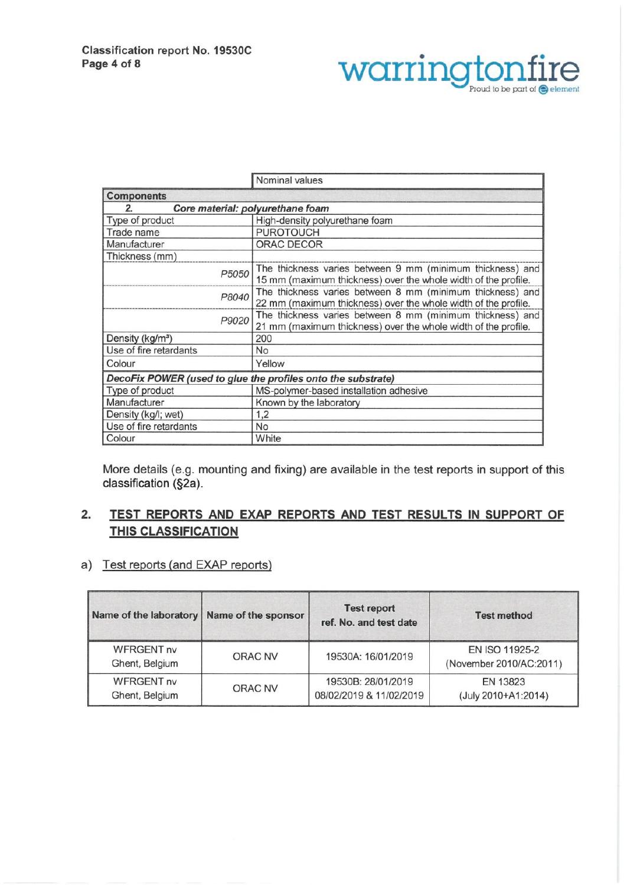| | Nominal values |
|---|---|
| **Components** | |
| *2. Core material: polyurethane foam* | |
| Type of product | High-density polyurethane foam |
| Trade name | PUROTOUCH |
| Manufacturer | ORAC DECOR |
| Thickness (mm) | |
| *P5050* | The thickness varies between 9 mm (minimum thickness) and 15 mm (maximum thickness) over the whole width of the profile. |
| *P8040* | The thickness varies between 8 mm (minimum thickness) and 22 mm (maximum thickness) over the whole width of the profile. |
| *P9020* | The thickness varies between 8 mm (minimum thickness) and 21 mm (maximum thickness) over the whole width of the profile. |
| Density (kg/m³) | 200 |
| Use of fire retardants | No |
| Colour | Yellow |
| *DecoFix POWER (used to glue the profiles onto the substrate)* | |
| Type of product | MS-polymer-based installation adhesive |
| Manufacturer | Known by the laboratory |
| Density (kg/l; wet) | 1,2 |
| Use of fire retardants | No |
| Colour | White |

More details (e.g. mounting and fixing) are available in the test reports in support of this classification (§2a).

## 2. TEST REPORTS AND EXAP REPORTS AND TEST RESULTS IN SUPPORT OF THIS CLASSIFICATION

a) Test reports (and EXAP reports)

| Name of the laboratory | Name of the sponsor | Test report ref. No. and test date | Test method |
|---|---|---|---|
| WFRGENT nv Ghent, Belgium | ORAC NV | 19530A: 16/01/2019 | EN ISO 11925-2 (November 2010/AC:2011) |
| WFRGENT nv Ghent, Belgium | ORAC NV | 19530B: 28/01/2019 08/02/2019 & 11/02/2019 | EN 13823 (July 2010+A1:2014) |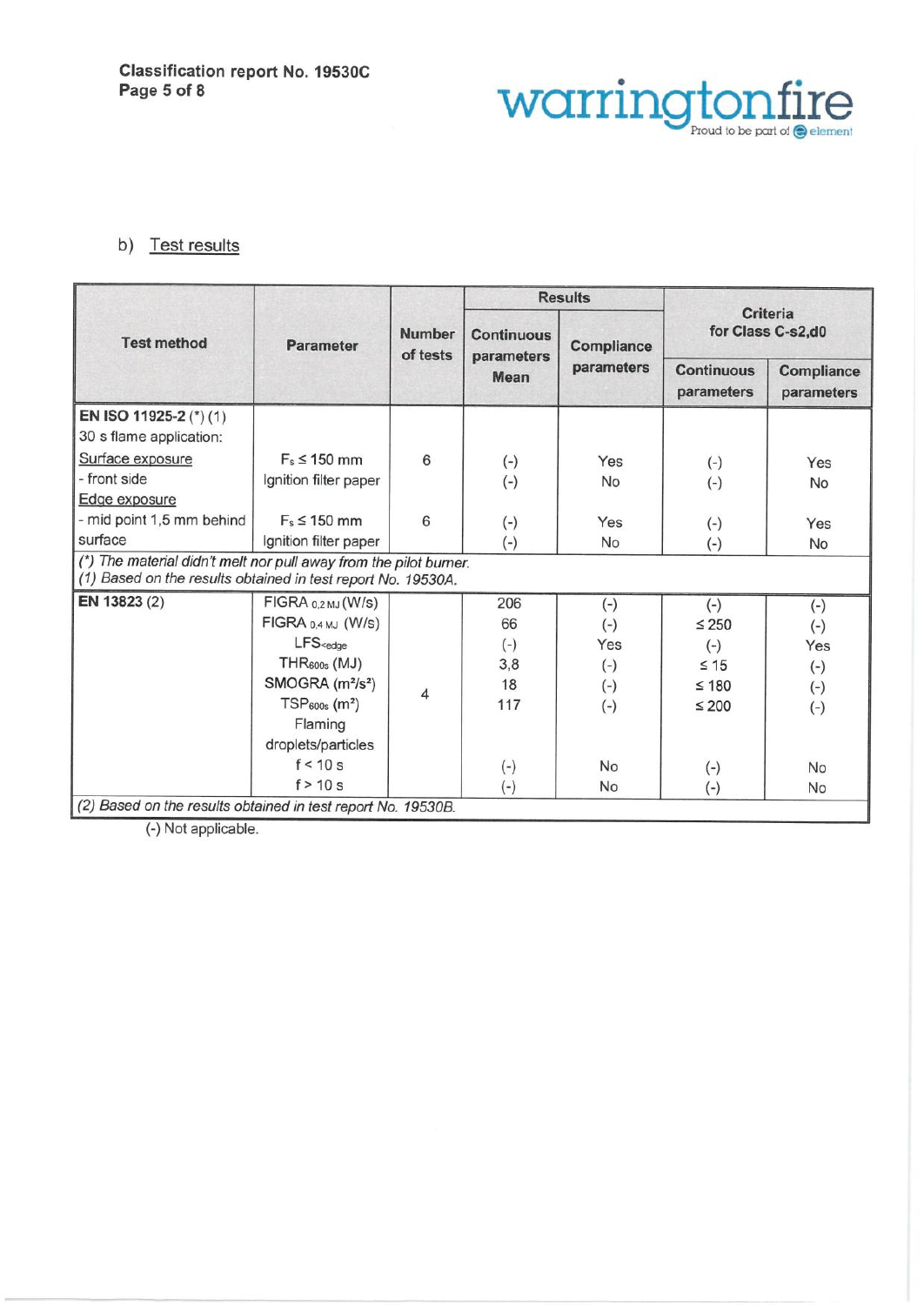b) Test results

| Test method | Parameter | Number of tests | Results | | Criteria for Class C-s2,d0 | |
|---|---|---|---|---|---|---|
| | | | Continuous parameters Mean | Compliance parameters | Continuous parameters | Compliance parameters |
| **EN ISO 11925-2** (*) (1) 30 s flame application: | | | | | | |
| Surface exposure - front side | $F_s \leq 150$ mm | 6 | (-) | Yes | (-) | Yes |
| | Ignition filter paper | | (-) | No | (-) | No |
| Edge exposure - mid point 1,5 mm behind surface | $F_s \leq 150$ mm | 6 | (-) | Yes | (-) | Yes |
| | Ignition filter paper | | (-) | No | (-) | No |
| *(*) The material didn't melt nor pull away from the pilot burner.* *(1) Based on the results obtained in test report No. 19530A.* | | | | | | |
| **EN 13823** (2) | $FIGRA_{0,2\,MJ}$ (W/s) | 4 | 206 | (-) | (-) | (-) |
| | $FIGRA_{0,4\,MJ}$ (W/s) | | 66 | (-) | ≤ 250 | (-) |
| | $LFS_{<edge}$ | | (-) | Yes | (-) | Yes |
| | $THR_{600s}$ (MJ) | | 3,8 | (-) | ≤ 15 | (-) |
| | SMOGRA ($m^2/s^2$) | | 18 | (-) | ≤ 180 | (-) |
| | $TSP_{600s}$ ($m^2$) | | 117 | (-) | ≤ 200 | (-) |
| | Flaming droplets/particles | | | | | |
| | f < 10 s | | (-) | No | (-) | No |
| | f > 10 s | | (-) | No | (-) | No |
| *(2) Based on the results obtained in test report No. 19530B.* | | | | | | |

(-) Not applicable.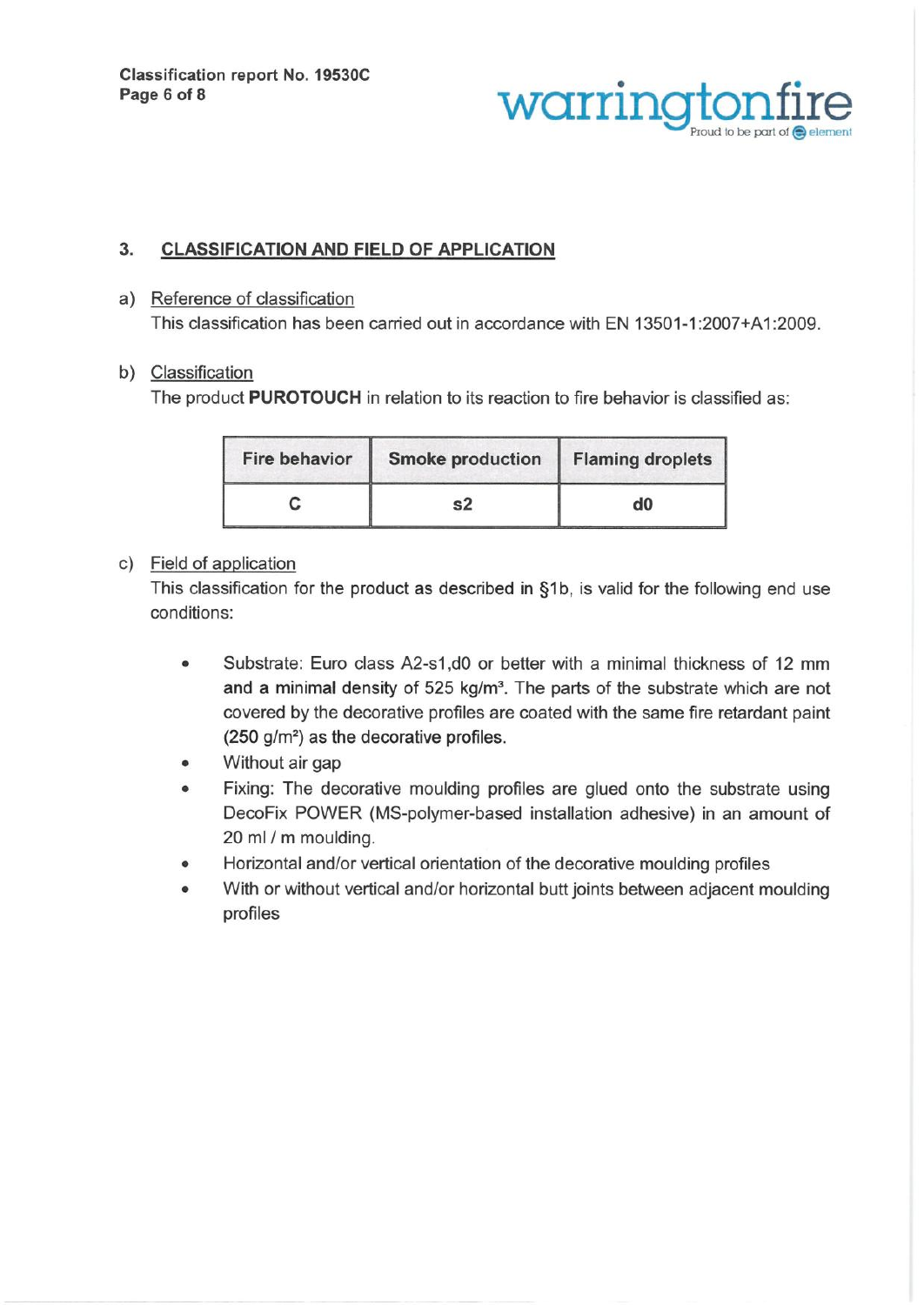## 3. CLASSIFICATION AND FIELD OF APPLICATION

a) Reference of classification

This classification has been carried out in accordance with EN 13501-1:2007+A1:2009.

b) Classification

The product **PUROTOUCH** in relation to its reaction to fire behavior is classified as:

| Fire behavior | Smoke production | Flaming droplets |
|---|---|---|
| C | s2 | d0 |

c) Field of application

This classification for the product as described in §1b, is valid for the following end use conditions:

- Substrate: Euro class A2-s1,d0 or better with a minimal thickness of 12 mm and a minimal density of 525 kg/m³. The parts of the substrate which are not covered by the decorative profiles are coated with the same fire retardant paint (250 g/m²) as the decorative profiles.
- Without air gap
- Fixing: The decorative moulding profiles are glued onto the substrate using DecoFix POWER (MS-polymer-based installation adhesive) in an amount of 20 ml / m moulding.
- Horizontal and/or vertical orientation of the decorative moulding profiles
- With or without vertical and/or horizontal butt joints between adjacent moulding profiles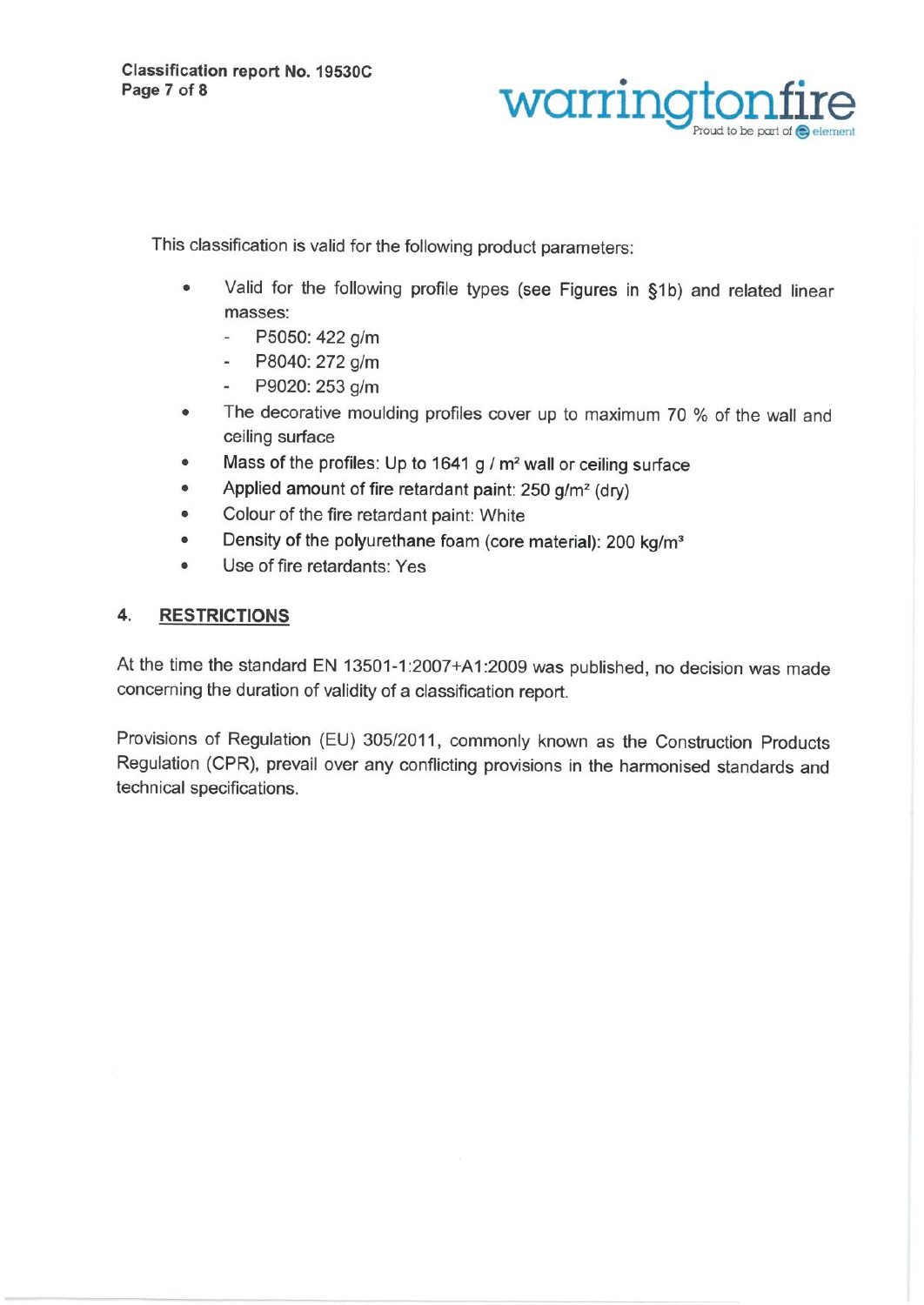This classification is valid for the following product parameters:

- Valid for the following profile types (see Figures in §1b) and related linear masses:
  - P5050: 422 g/m
  - P8040: 272 g/m
  - P9020: 253 g/m
- The decorative moulding profiles cover up to maximum 70 % of the wall and ceiling surface
- Mass of the profiles: Up to 1641 g / m² wall or ceiling surface
- Applied amount of fire retardant paint: 250 g/m² (dry)
- Colour of the fire retardant paint: White
- Density of the polyurethane foam (core material): 200 kg/m³
- Use of fire retardants: Yes

## 4. RESTRICTIONS

At the time the standard EN 13501-1:2007+A1:2009 was published, no decision was made concerning the duration of validity of a classification report.

Provisions of Regulation (EU) 305/2011, commonly known as the Construction Products Regulation (CPR), prevail over any conflicting provisions in the harmonised standards and technical specifications.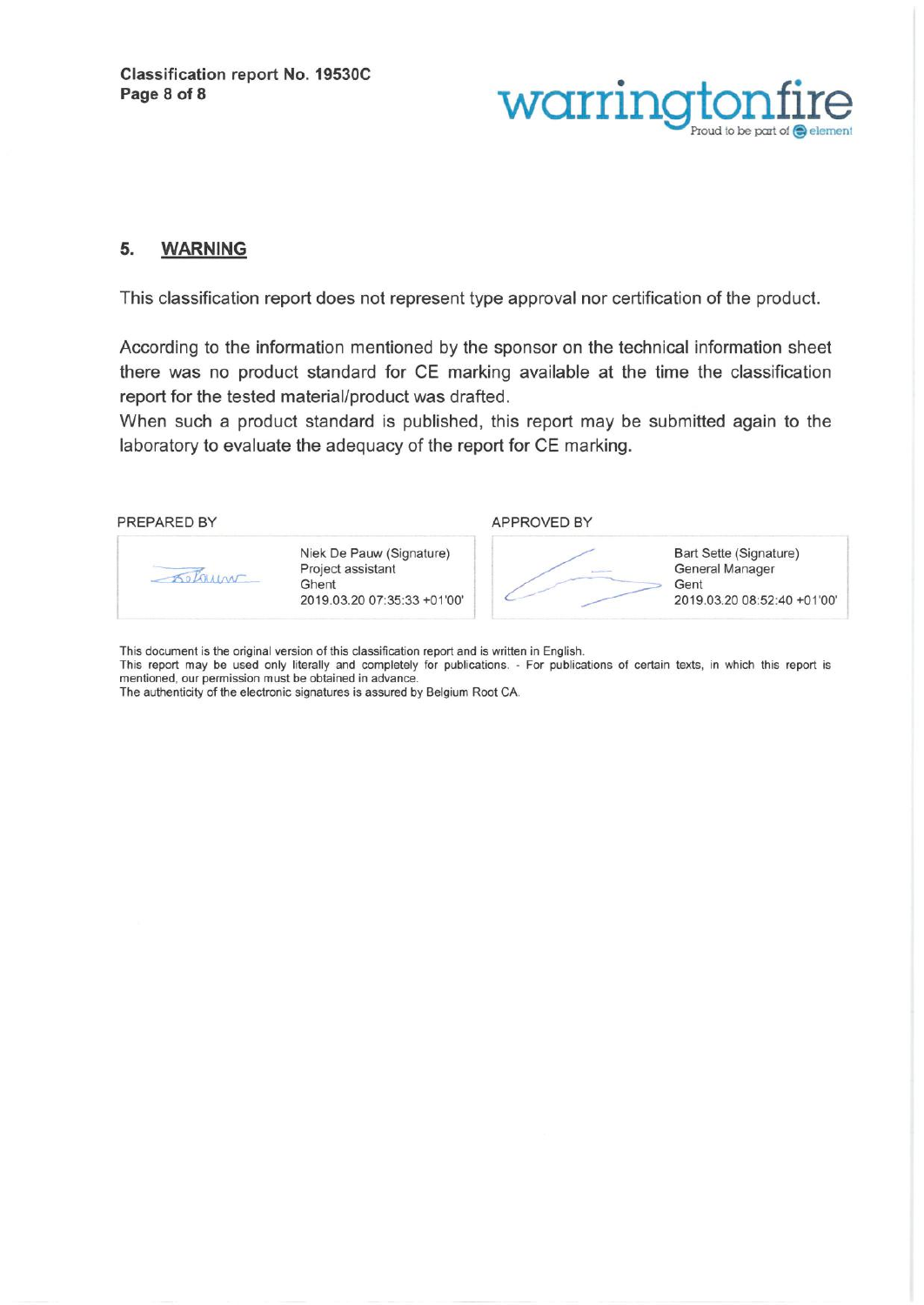## 5. WARNING

This classification report does not represent type approval nor certification of the product.

According to the information mentioned by the sponsor on the technical information sheet there was no product standard for CE marking available at the time the classification report for the tested material/product was drafted.
When such a product standard is published, this report may be submitted again to the laboratory to evaluate the adequacy of the report for CE marking.

| PREPARED BY | APPROVED BY |
| --- | --- |
| Niek De Pauw (Signature)<br>Project assistant<br>Ghent<br>2019.03.20 07:35:33 +01'00' | Bart Sette (Signature)<br>General Manager<br>Gent<br>2019.03.20 08:52:40 +01'00' |

This document is the original version of this classification report and is written in English.
This report may be used only literally and completely for publications. - For publications of certain texts, in which this report is mentioned, our permission must be obtained in advance.
The authenticity of the electronic signatures is assured by Belgium Root CA.